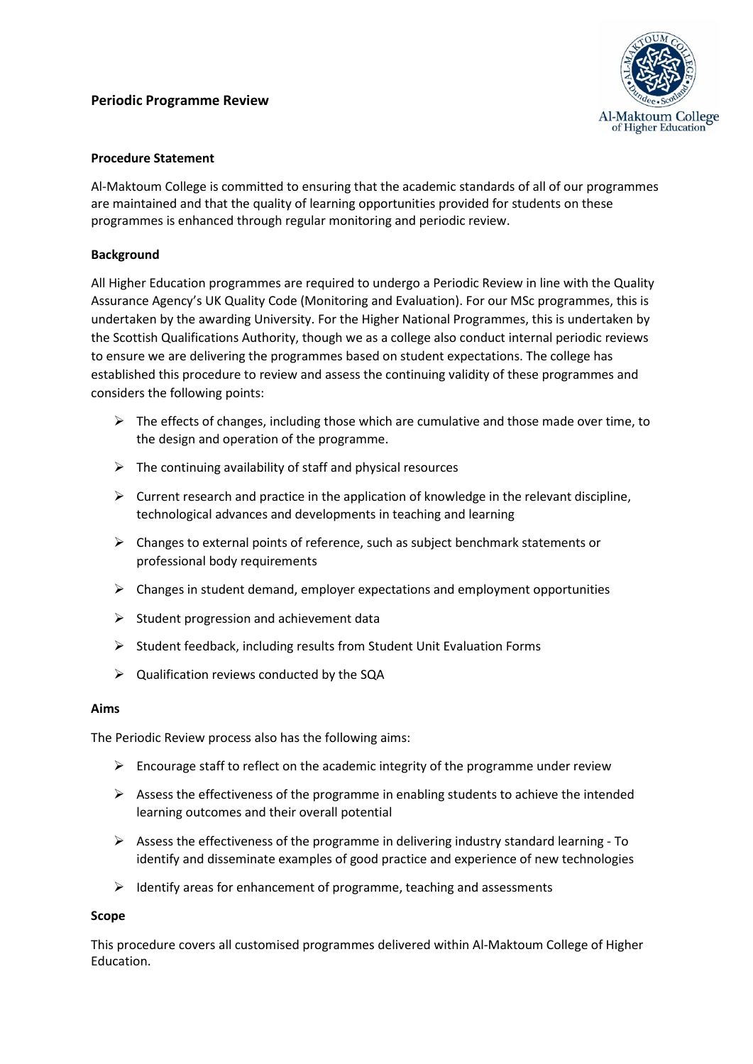# Periodic Programme Review

## Procedure Statement

Al-Maktoum College is committed to ensuring that the academic standards of all of our programmes are maintained and that the quality of learning opportunities provided for students on these programmes is enhanced through regular monitoring and periodic review.

## Background

All Higher Education programmes are required to undergo a Periodic Review in line with the Quality Assurance Agency's UK Quality Code (Monitoring and Evaluation). For our MSc programmes, this is undertaken by the awarding University. For the Higher National Programmes, this is undertaken by the Scottish Qualifications Authority, though we as a college also conduct internal periodic reviews to ensure we are delivering the programmes based on student expectations. The college has established this procedure to review and assess the continuing validity of these programmes and considers the following points:

- The effects of changes, including those which are cumulative and those made over time, to the design and operation of the programme.
- The continuing availability of staff and physical resources
- Current research and practice in the application of knowledge in the relevant discipline, technological advances and developments in teaching and learning
- Changes to external points of reference, such as subject benchmark statements or professional body requirements
- Changes in student demand, employer expectations and employment opportunities
- Student progression and achievement data
- Student feedback, including results from Student Unit Evaluation Forms
- Qualification reviews conducted by the SQA

## Aims

The Periodic Review process also has the following aims:

- Encourage staff to reflect on the academic integrity of the programme under review
- Assess the effectiveness of the programme in enabling students to achieve the intended learning outcomes and their overall potential
- Assess the effectiveness of the programme in delivering industry standard learning - To identify and disseminate examples of good practice and experience of new technologies
- Identify areas for enhancement of programme, teaching and assessments

## Scope

This procedure covers all customised programmes delivered within Al-Maktoum College of Higher Education.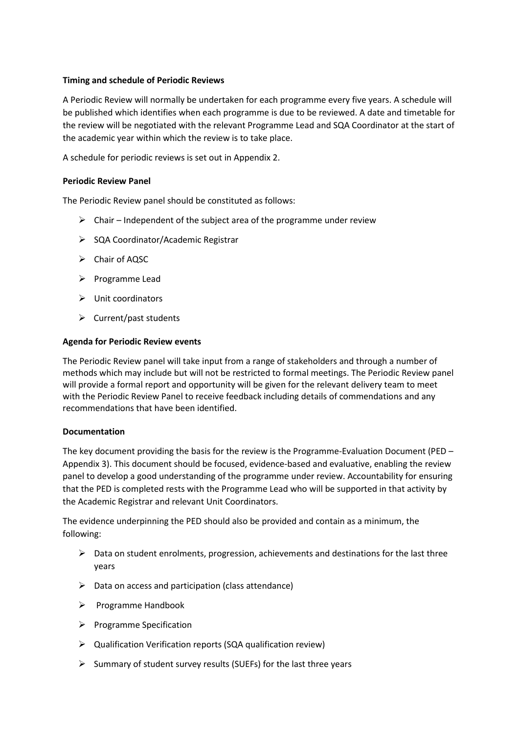**Timing and schedule of Periodic Reviews**

A Periodic Review will normally be undertaken for each programme every five years. A schedule will be published which identifies when each programme is due to be reviewed. A date and timetable for the review will be negotiated with the relevant Programme Lead and SQA Coordinator at the start of the academic year within which the review is to take place.

A schedule for periodic reviews is set out in Appendix 2.

**Periodic Review Panel**

The Periodic Review panel should be constituted as follows:

- Chair – Independent of the subject area of the programme under review
- SQA Coordinator/Academic Registrar
- Chair of AQSC
- Programme Lead
- Unit coordinators
- Current/past students

**Agenda for Periodic Review events**

The Periodic Review panel will take input from a range of stakeholders and through a number of methods which may include but will not be restricted to formal meetings. The Periodic Review panel will provide a formal report and opportunity will be given for the relevant delivery team to meet with the Periodic Review Panel to receive feedback including details of commendations and any recommendations that have been identified.

**Documentation**

The key document providing the basis for the review is the Programme-Evaluation Document (PED – Appendix 3). This document should be focused, evidence-based and evaluative, enabling the review panel to develop a good understanding of the programme under review. Accountability for ensuring that the PED is completed rests with the Programme Lead who will be supported in that activity by the Academic Registrar and relevant Unit Coordinators.

The evidence underpinning the PED should also be provided and contain as a minimum, the following:

- Data on student enrolments, progression, achievements and destinations for the last three years
- Data on access and participation (class attendance)
- Programme Handbook
- Programme Specification
- Qualification Verification reports (SQA qualification review)
- Summary of student survey results (SUEFs) for the last three years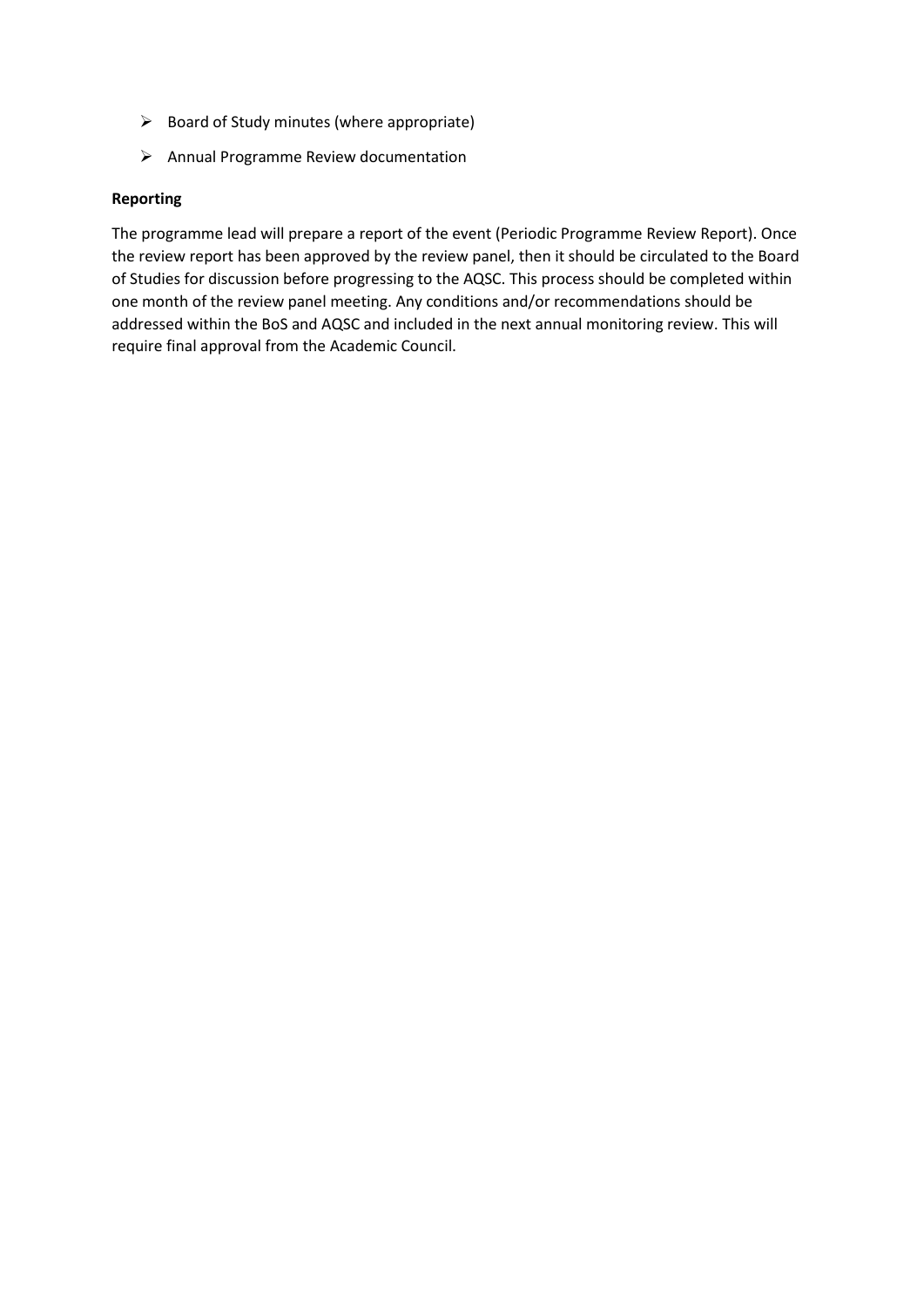- Board of Study minutes (where appropriate)
- Annual Programme Review documentation

**Reporting**

The programme lead will prepare a report of the event (Periodic Programme Review Report). Once the review report has been approved by the review panel, then it should be circulated to the Board of Studies for discussion before progressing to the AQSC. This process should be completed within one month of the review panel meeting. Any conditions and/or recommendations should be addressed within the BoS and AQSC and included in the next annual monitoring review. This will require final approval from the Academic Council.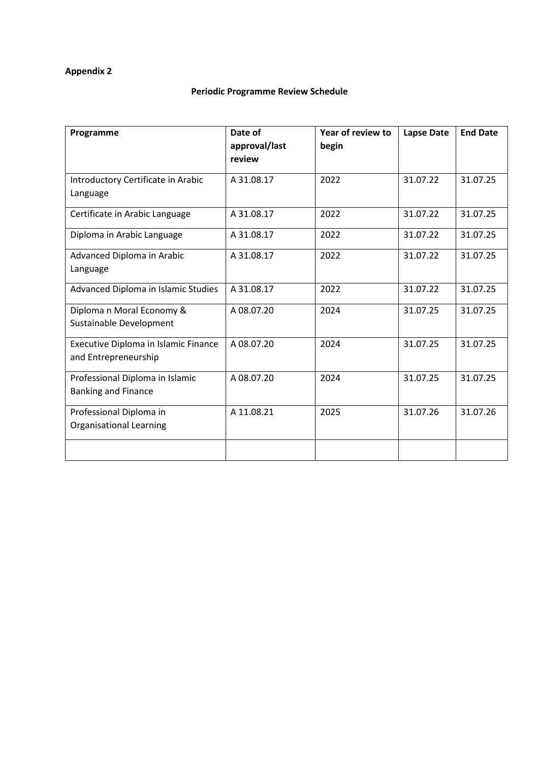**Appendix 2**

**Periodic Programme Review Schedule**

| Programme | Date of approval/last review | Year of review to begin | Lapse Date | End Date |
|---|---|---|---|---|
| Introductory Certificate in Arabic Language | A 31.08.17 | 2022 | 31.07.22 | 31.07.25 |
| Certificate in Arabic Language | A 31.08.17 | 2022 | 31.07.22 | 31.07.25 |
| Diploma in Arabic Language | A 31.08.17 | 2022 | 31.07.22 | 31.07.25 |
| Advanced Diploma in Arabic Language | A 31.08.17 | 2022 | 31.07.22 | 31.07.25 |
| Advanced Diploma in Islamic Studies | A 31.08.17 | 2022 | 31.07.22 | 31.07.25 |
| Diploma n Moral Economy & Sustainable Development | A 08.07.20 | 2024 | 31.07.25 | 31.07.25 |
| Executive Diploma in Islamic Finance and Entrepreneurship | A 08.07.20 | 2024 | 31.07.25 | 31.07.25 |
| Professional Diploma in Islamic Banking and Finance | A 08.07.20 | 2024 | 31.07.25 | 31.07.25 |
| Professional Diploma in Organisational Learning | A 11.08.21 | 2025 | 31.07.26 | 31.07.26 |
| | | | | |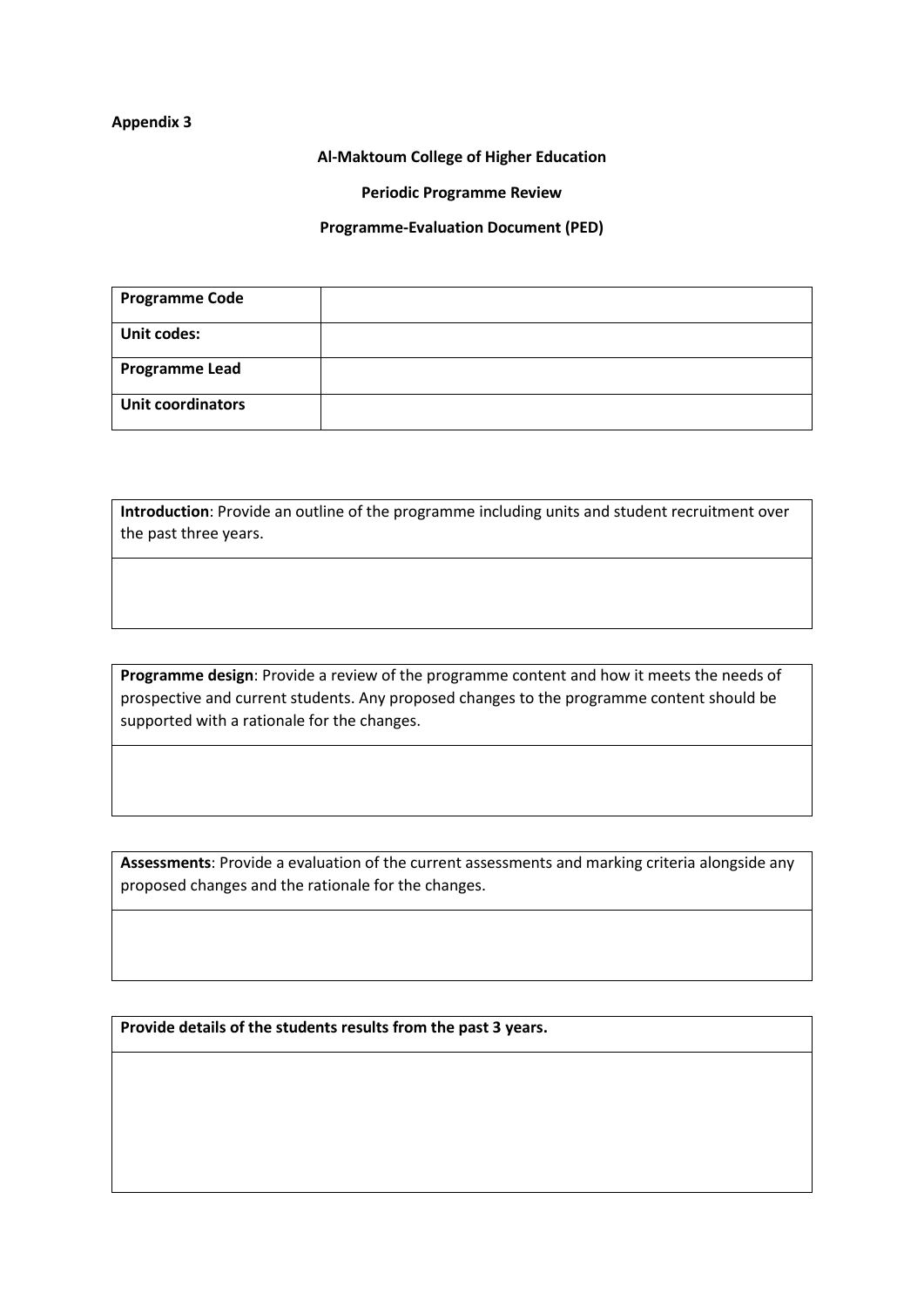**Appendix 3**

**Al-Maktoum College of Higher Education**

**Periodic Programme Review**

**Programme-Evaluation Document (PED)**

| **Programme Code** | |
|---|---|
| **Unit codes:** | |
| **Programme Lead** | |
| **Unit coordinators** | |

| **Introduction**: Provide an outline of the programme including units and student recruitment over the past three years. |
|---|
| |

| **Programme design**: Provide a review of the programme content and how it meets the needs of prospective and current students. Any proposed changes to the programme content should be supported with a rationale for the changes. |
|---|
| |

| **Assessments**: Provide a evaluation of the current assessments and marking criteria alongside any proposed changes and the rationale for the changes. |
|---|
| |

| **Provide details of the students results from the past 3 years.** |
|---|
| |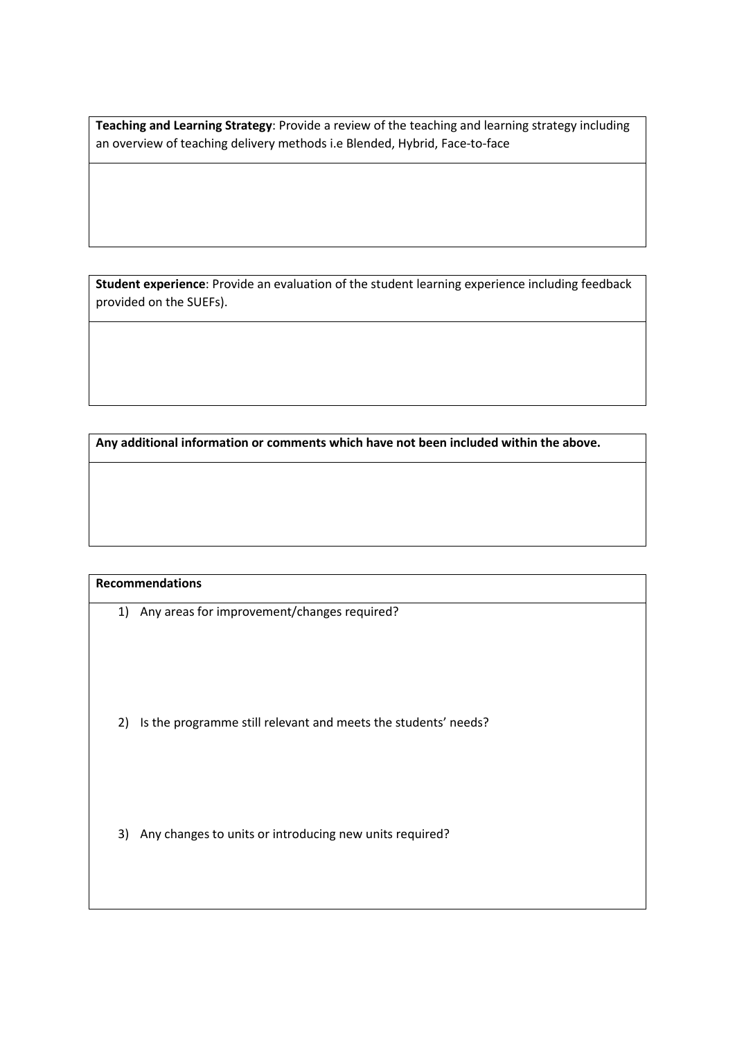| **Teaching and Learning Strategy**: Provide a review of the teaching and learning strategy including an overview of teaching delivery methods i.e Blended, Hybrid, Face-to-face |
|---|
| |

| **Student experience**: Provide an evaluation of the student learning experience including feedback provided on the SUEFs). |
|---|
| |

| **Any additional information or comments which have not been included within the above.** |
|---|
| |

| **Recommendations** |
|---|
| 1) Any areas for improvement/changes required? |
| 2) Is the programme still relevant and meets the students' needs? |
| 3) Any changes to units or introducing new units required? |